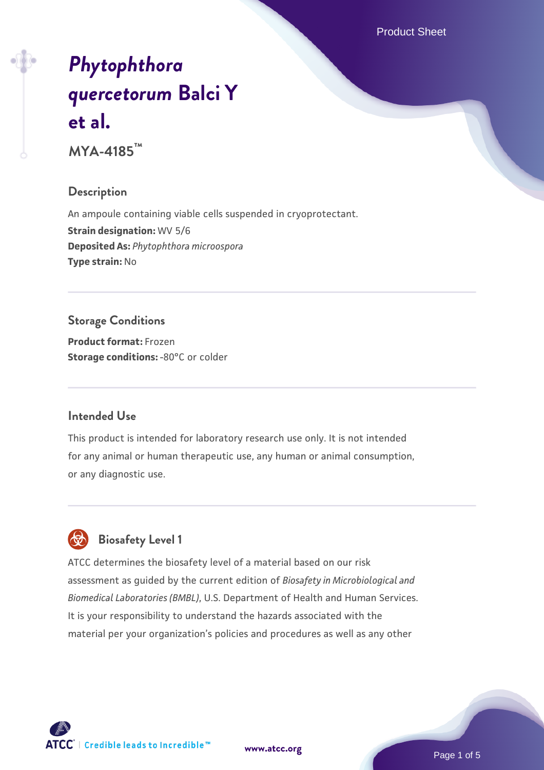# *Phytophthora quercetorum* Balci Y et al.

**MYA-4185™**

## Description

An ampoule containing viable cells suspended in cryoprotectant.
**Strain designation:** WV 5/6
**Deposited As:** *Phytophthora microospora*
**Type strain:** No

## Storage Conditions

**Product format:** Frozen
**Storage conditions:** -80°C or colder

## Intended Use

This product is intended for laboratory research use only. It is not intended for any animal or human therapeutic use, any human or animal consumption, or any diagnostic use.

## Biosafety Level 1

ATCC determines the biosafety level of a material based on our risk assessment as guided by the current edition of *Biosafety in Microbiological and Biomedical Laboratories (BMBL)*, U.S. Department of Health and Human Services. It is your responsibility to understand the hazards associated with the material per your organization's policies and procedures as well as any other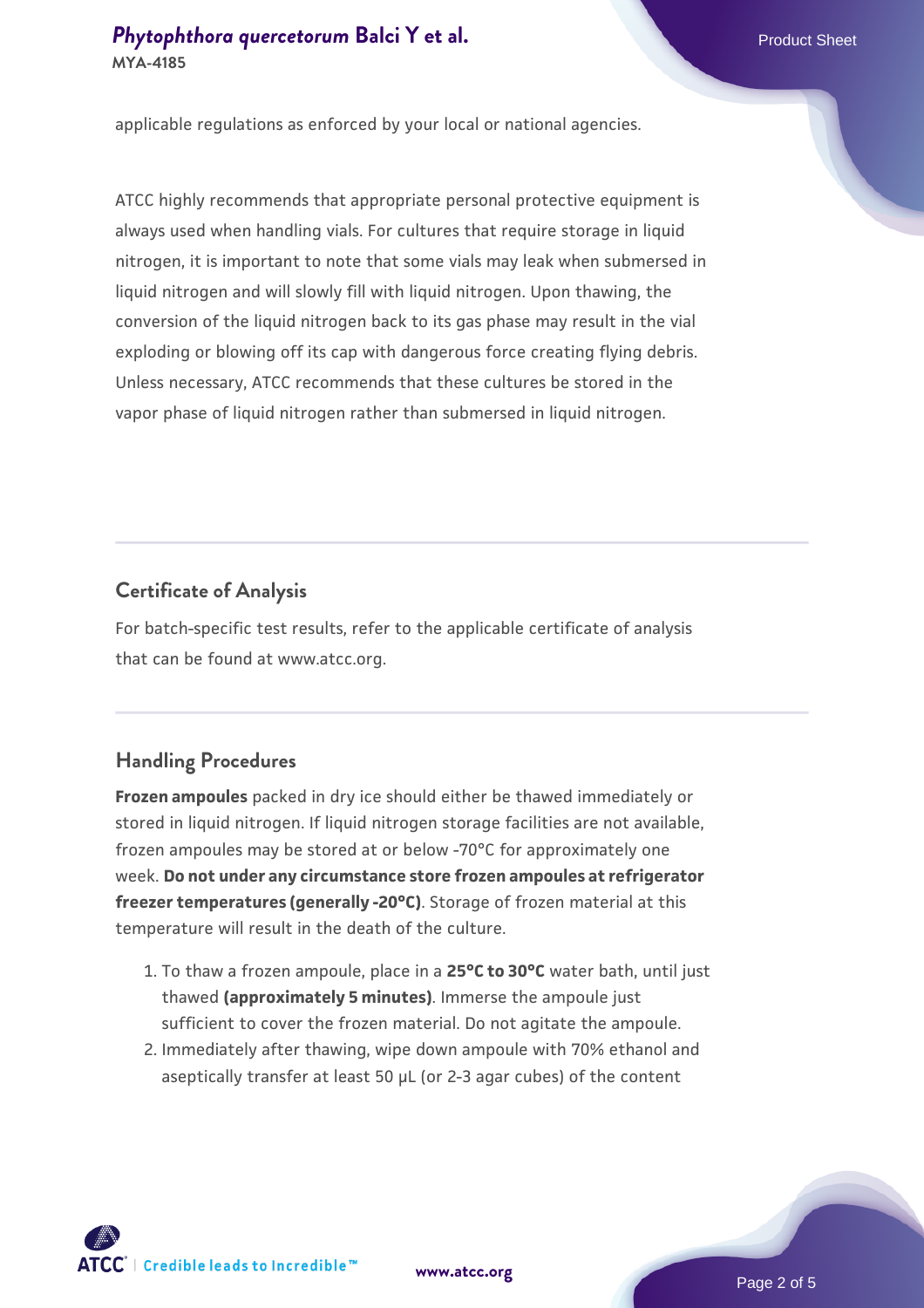applicable regulations as enforced by your local or national agencies.

ATCC highly recommends that appropriate personal protective equipment is always used when handling vials. For cultures that require storage in liquid nitrogen, it is important to note that some vials may leak when submersed in liquid nitrogen and will slowly fill with liquid nitrogen. Upon thawing, the conversion of the liquid nitrogen back to its gas phase may result in the vial exploding or blowing off its cap with dangerous force creating flying debris. Unless necessary, ATCC recommends that these cultures be stored in the vapor phase of liquid nitrogen rather than submersed in liquid nitrogen.

## Certificate of Analysis

For batch-specific test results, refer to the applicable certificate of analysis that can be found at www.atcc.org.

## Handling Procedures

**Frozen ampoules** packed in dry ice should either be thawed immediately or stored in liquid nitrogen. If liquid nitrogen storage facilities are not available, frozen ampoules may be stored at or below -70°C for approximately one week. **Do not under any circumstance store frozen ampoules at refrigerator freezer temperatures (generally -20°C)**. Storage of frozen material at this temperature will result in the death of the culture.

1. To thaw a frozen ampoule, place in a **25°C to 30°C** water bath, until just thawed **(approximately 5 minutes)**. Immerse the ampoule just sufficient to cover the frozen material. Do not agitate the ampoule.
2. Immediately after thawing, wipe down ampoule with 70% ethanol and aseptically transfer at least 50 µL (or 2-3 agar cubes) of the content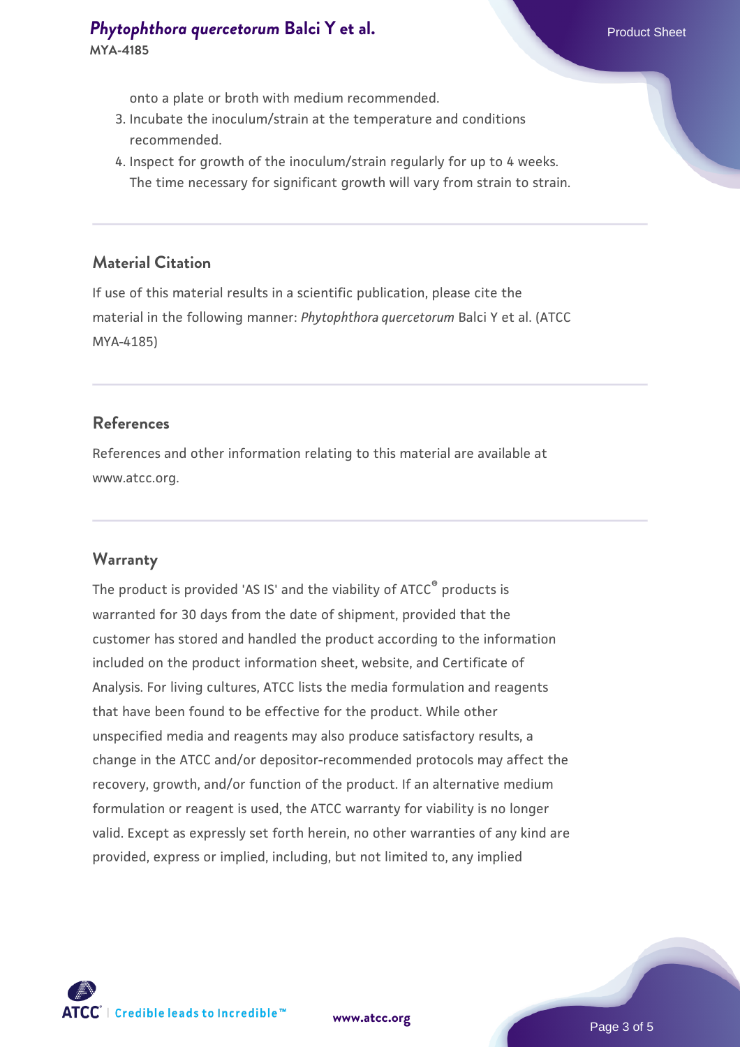onto a plate or broth with medium recommended.

3. Incubate the inoculum/strain at the temperature and conditions recommended.
4. Inspect for growth of the inoculum/strain regularly for up to 4 weeks. The time necessary for significant growth will vary from strain to strain.

## Material Citation

If use of this material results in a scientific publication, please cite the material in the following manner: *Phytophthora quercetorum* Balci Y et al. (ATCC MYA-4185)

## References

References and other information relating to this material are available at www.atcc.org.

## Warranty

The product is provided 'AS IS' and the viability of ATCC® products is warranted for 30 days from the date of shipment, provided that the customer has stored and handled the product according to the information included on the product information sheet, website, and Certificate of Analysis. For living cultures, ATCC lists the media formulation and reagents that have been found to be effective for the product. While other unspecified media and reagents may also produce satisfactory results, a change in the ATCC and/or depositor-recommended protocols may affect the recovery, growth, and/or function of the product. If an alternative medium formulation or reagent is used, the ATCC warranty for viability is no longer valid. Except as expressly set forth herein, no other warranties of any kind are provided, express or implied, including, but not limited to, any implied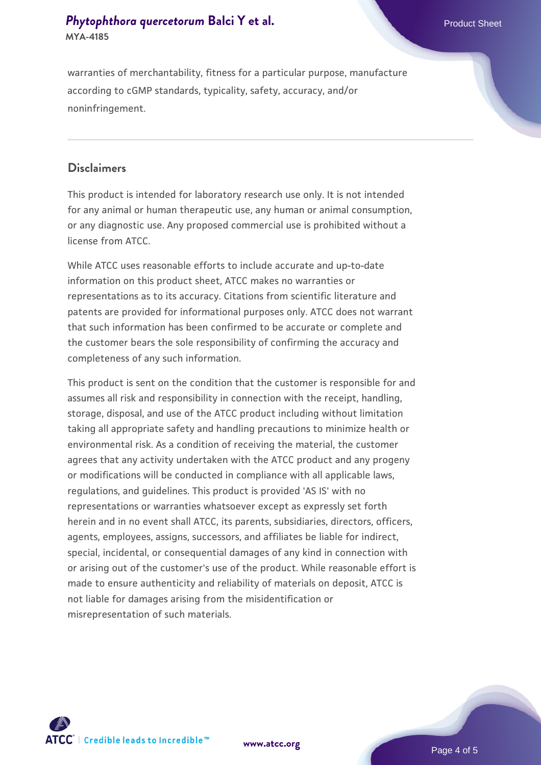warranties of merchantability, fitness for a particular purpose, manufacture according to cGMP standards, typicality, safety, accuracy, and/or noninfringement.

## Disclaimers

This product is intended for laboratory research use only. It is not intended for any animal or human therapeutic use, any human or animal consumption, or any diagnostic use. Any proposed commercial use is prohibited without a license from ATCC.

While ATCC uses reasonable efforts to include accurate and up-to-date information on this product sheet, ATCC makes no warranties or representations as to its accuracy. Citations from scientific literature and patents are provided for informational purposes only. ATCC does not warrant that such information has been confirmed to be accurate or complete and the customer bears the sole responsibility of confirming the accuracy and completeness of any such information.

This product is sent on the condition that the customer is responsible for and assumes all risk and responsibility in connection with the receipt, handling, storage, disposal, and use of the ATCC product including without limitation taking all appropriate safety and handling precautions to minimize health or environmental risk. As a condition of receiving the material, the customer agrees that any activity undertaken with the ATCC product and any progeny or modifications will be conducted in compliance with all applicable laws, regulations, and guidelines. This product is provided 'AS IS' with no representations or warranties whatsoever except as expressly set forth herein and in no event shall ATCC, its parents, subsidiaries, directors, officers, agents, employees, assigns, successors, and affiliates be liable for indirect, special, incidental, or consequential damages of any kind in connection with or arising out of the customer's use of the product. While reasonable effort is made to ensure authenticity and reliability of materials on deposit, ATCC is not liable for damages arising from the misidentification or misrepresentation of such materials.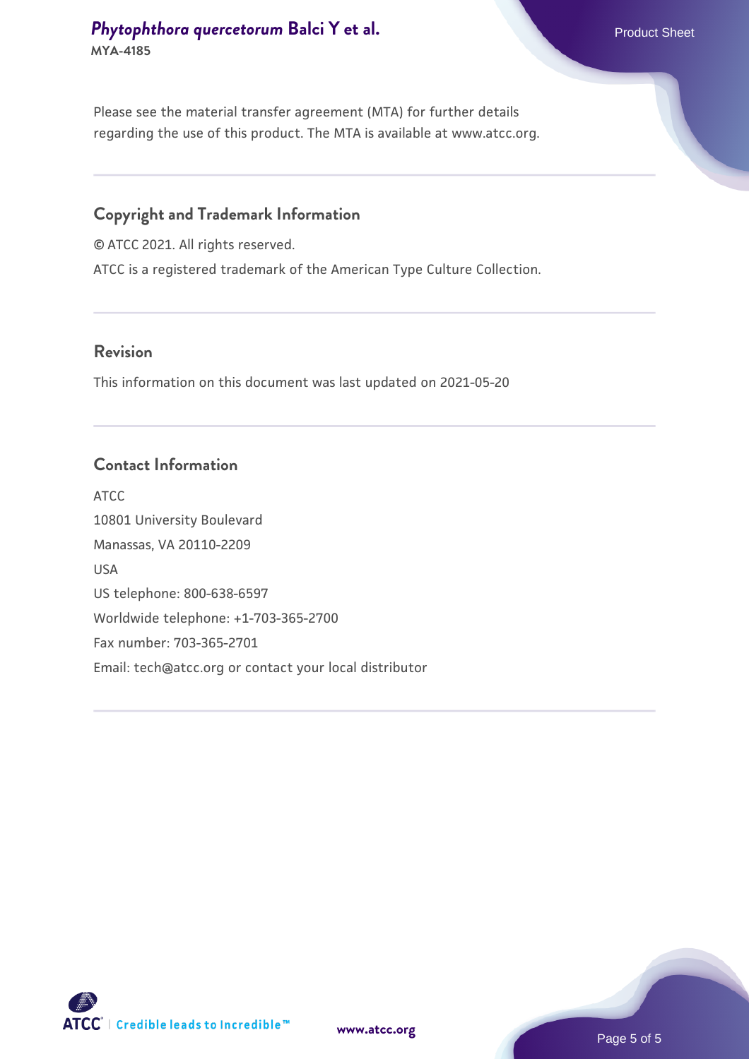Please see the material transfer agreement (MTA) for further details regarding the use of this product. The MTA is available at www.atcc.org.

## Copyright and Trademark Information

© ATCC 2021. All rights reserved.

ATCC is a registered trademark of the American Type Culture Collection.

## Revision

This information on this document was last updated on 2021-05-20

## Contact Information

ATCC
10801 University Boulevard
Manassas, VA 20110-2209
USA
US telephone: 800-638-6597
Worldwide telephone: +1-703-365-2700
Fax number: 703-365-2701
Email: tech@atcc.org or contact your local distributor